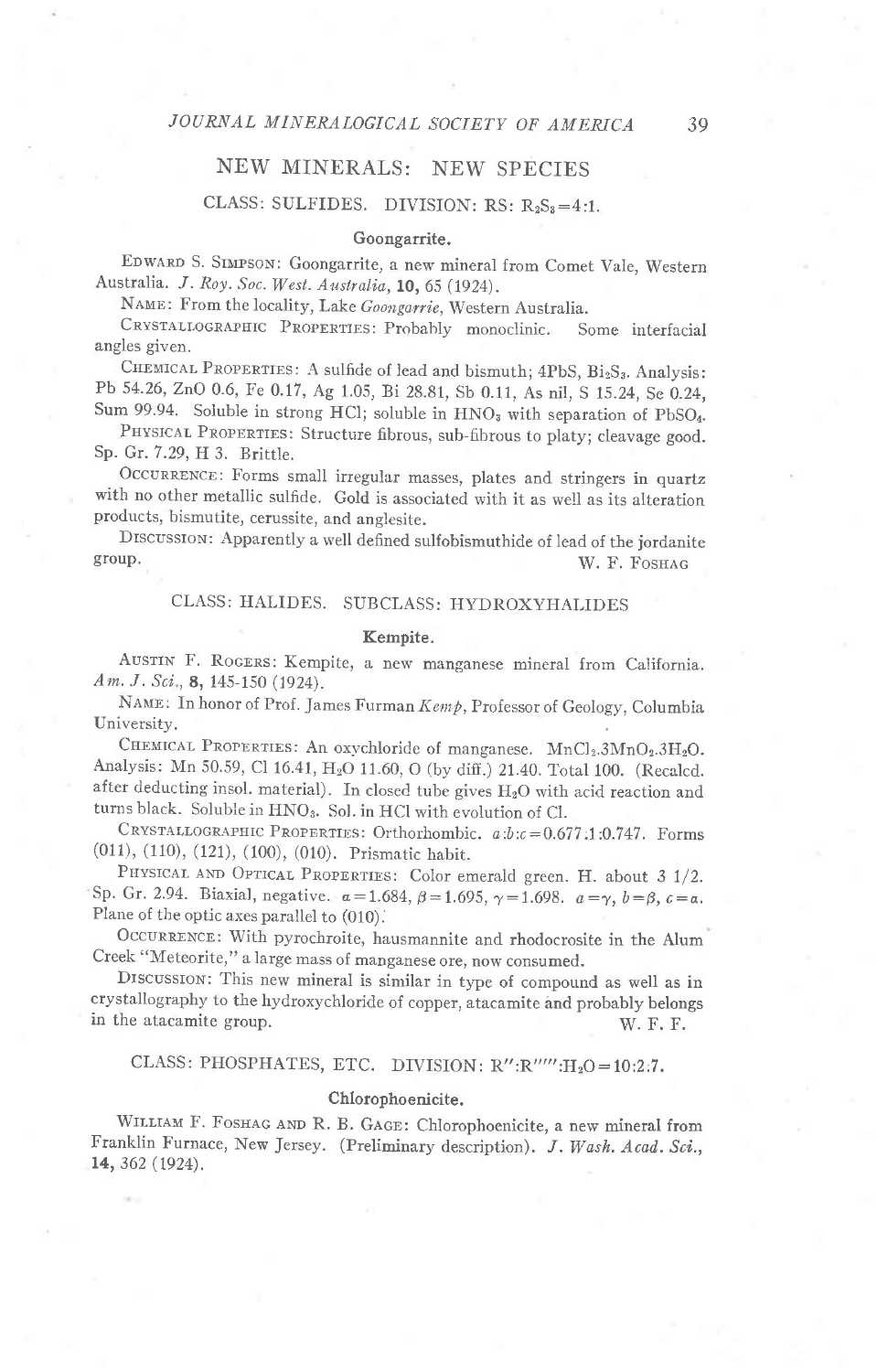# NEW MINERALS: NEW SPECIES

## CLASS: SULFIDES. DIVISION: RS: $R_2S_3$=4:1.

### Goongarrite.

EDWARD S. SIMPSON: Goongarrite, a new mineral from Comet Vale, Western Australia. *J. Roy. Soc. West. Australia*, **10**, 65 (1924).

NAME: From the locality, Lake *Goongarrie*, Western Australia.

CRYSTALLOGRAPHIC PROPERTIES: Probably monoclinic. Some interfacial angles given.

CHEMICAL PROPERTIES: A sulfide of lead and bismuth; 4PbS, $Bi_2S_3$. Analysis: Pb 54.26, ZnO 0.6, Fe 0.17, Ag 1.05, Bi 28.81, Sb 0.11, As nil, S 15.24, Se 0.24, Sum 99.94. Soluble in strong HCl; soluble in $HNO_3$ with separation of $PbSO_4$.

PHYSICAL PROPERTIES: Structure fibrous, sub-fibrous to platy; cleavage good. Sp. Gr. 7.29, H 3. Brittle.

OCCURRENCE: Forms small irregular masses, plates and stringers in quartz with no other metallic sulfide. Gold is associated with it as well as its alteration products, bismutite, cerussite, and anglesite.

DISCUSSION: Apparently a well defined sulfobismuthide of lead of the jordanite group.

W. F. FOSHAG

## CLASS: HALIDES. SUBCLASS: HYDROXYHALIDES

### Kempite.

AUSTIN F. ROGERS: Kempite, a new manganese mineral from California. *Am. J. Sci.*, **8**, 145-150 (1924).

NAME: In honor of Prof. James Furman *Kemp*, Professor of Geology, Columbia University.

CHEMICAL PROPERTIES: An oxychloride of manganese. $MnCl_2.3MnO_2.3H_2O$. Analysis: Mn 50.59, Cl 16.41, $H_2O$ 11.60, O (by diff.) 21.40. Total 100. (Recalcd. after deducting insol. material). In closed tube gives $H_2O$ with acid reaction and turns black. Soluble in $HNO_3$. Sol. in HCl with evolution of Cl.

CRYSTALLOGRAPHIC PROPERTIES: Orthorhombic. $a:b:c = 0.677:1:0.747$. Forms (011), (110), (121), (100), (010). Prismatic habit.

PHYSICAL AND OPTICAL PROPERTIES: Color emerald green. H. about 3 1/2. Sp. Gr. 2.94. Biaxial, negative. $\alpha = 1.684$, $\beta = 1.695$, $\gamma = 1.698$. $a = \gamma$, $b = \beta$, $c = \alpha$. Plane of the optic axes parallel to (010).

OCCURRENCE: With pyrochroite, hausmannite and rhodocrosite in the Alum Creek "Meteorite," a large mass of manganese ore, now consumed.

DISCUSSION: This new mineral is similar in type of compound as well as in crystallography to the hydroxychloride of copper, atacamite and probably belongs in the atacamite group.

W. F. F.

## CLASS: PHOSPHATES, ETC. DIVISION: R'':R''''':$H_2O$=10:2:7.

### Chlorophoenicite.

WILLIAM F. FOSHAG AND R. B. GAGE: Chlorophoenicite, a new mineral from Franklin Furnace, New Jersey. (Preliminary description). *J. Wash. Acad. Sci.*, **14**, 362 (1924).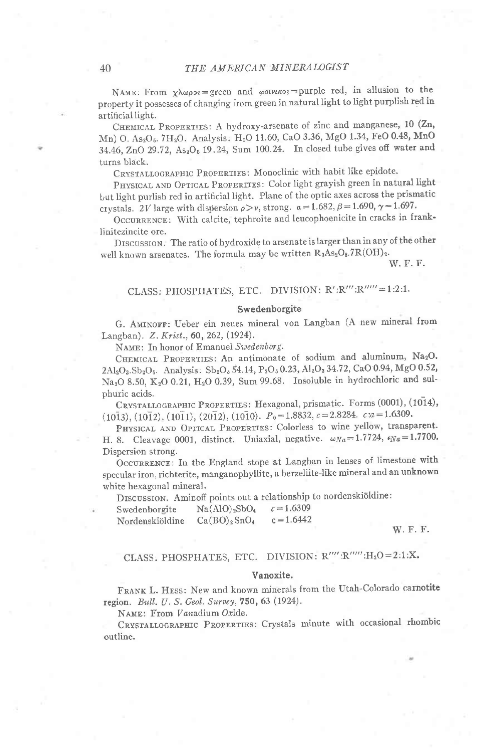NAME: From χλωρος = green and φοινικος = purple red, in allusion to the property it possesses of changing from green in natural light to light purplish red in artificial light.

CHEMICAL PROPERTIES: A hydroxy-arsenate of zinc and manganese, 10 (Zn, Mn) O. $As_2O_5$. $7H_2O$. Analysis: $H_2O$ 11.60, CaO 3.36, MgO 1.34, FeO 0.48, MnO 34.46, ZnO 29.72, $As_2O_5$ 19.24, Sum 100.24. In closed tube gives off water and turns black.

CRYSTALLOGRAPHIC PROPERTIES: Monoclinic with habit like epidote.

PHYSICAL AND OPTICAL PROPERTIES: Color light grayish green in natural light but light purlish red in artificial light. Plane of the optic axes across the prismatic crystals. $2V$ large with dispersion $\rho > v$, strong. $\alpha = 1.682$, $\beta = 1.690$, $\gamma = 1.697$.

OCCURRENCE: With calcite, tephroite and leucophoenicite in cracks in franklinitezincite ore.

DISCUSSION. The ratio of hydroxide to arsenate is larger than in any of the other well known arsenates. The formula may be written $R_3As_2O_8.7R(OH)_2$.

W. F. F.

## CLASS: PHOSPHATES, ETC. DIVISION: $R':R''':R''''' = 1:2:1$.

### Swedenborgite

G. AMINOFF: Ueber ein neues mineral von Langban (A new mineral from Langban). *Z. Krist.*, **60**, 262, (1924).

NAME: In honor of Emanuel *Swedenborg*.

CHEMICAL PROPERTIES: An antimonate of sodium and aluminum, $Na_2O$. $2Al_2O_3.Sb_2O_5$. Analysis: $Sb_2O_5$ 54.14, $P_2O_5$ 0.23, $Al_2O_3$ 34.72, CaO 0.94, MgO 0.52, $Na_2O$ 8.50, $K_2O$ 0.21, $H_2O$ 0.39, Sum 99.68. Insoluble in hydrochloric and sulphuric acids.

CRYSTALLOGRAPHIC PROPERTIES: Hexagonal, prismatic. Forms (0001), $(10\bar{1}4)$, $(10\bar{1}3)$, $(10\bar{1}2)$, $(10\bar{1}1)$, $(20\bar{1}2)$, $(10\bar{1}0)$. $P_0 = 1.8832$, $c = 2.8284$. $c:a = 1.6309$.

PHYSICAL AND OPTICAL PROPERTIES: Colorless to wine yellow, transparent. H. 8. Cleavage 0001, distinct. Uniaxial, negative. $\omega_{Na} = 1.7724$, $\epsilon_{Na} = 1.7700$. Dispersion strong.

OCCURRENCE: In the England stope at Langban in lenses of limestone with specular iron, richterite, manganophyllite, a berzeliite-like mineral and an unknown white hexagonal mineral.

DISCUSSION. Aminoff points out a relationship to nordenskiöldine:

| | | |
|---|---|---|
| Swedenborgite | $Na(AlO)_2SbO_4$ | $c = 1.6309$ |
| Nordenskiöldine | $Ca(BO)_2SnO_4$ | $c = 1.6442$ |

W. F. F.

## CLASS: PHOSPHATES, ETC. DIVISION: $R'''':R''''':H_2O = 2:1:X$.

### Vanoxite.

FRANK L. HESS: New and known minerals from the Utah-Colorado carnotite region. *Bull. U. S. Geol. Survey*, **750**, 63 (1924).

NAME: From *Van*adium *Ox*ide.

CRYSTALLOGRAPHIC PROPERTIES: Crystals minute with occasional rhombic outline.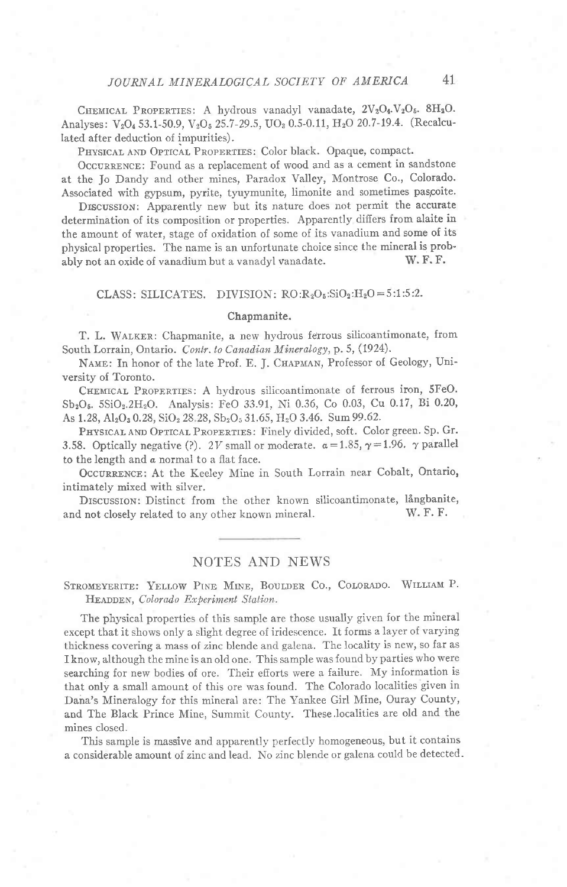Chemical Properties: A hydrous vanadyl vanadate, $2V_2O_4.V_2O_5.8H_2O$. Analyses: $V_2O_4$ 53.1-50.9, $V_2O_5$ 25.7-29.5, $UO_3$ 0.5-0.11, $H_2O$ 20.7-19.4. (Recalculated after deduction of impurities).

Physical and Optical Properties: Color black. Opaque, compact.

Occurrence: Found as a replacement of wood and as a cement in sandstone at the Jo Dandy and other mines, Paradox Valley, Montrose Co., Colorado. Associated with gypsum, pyrite, tyuyamunite, limonite and sometimes pascoite.

Discussion: Apparently new but its nature does not permit the accurate determination of its composition or properties. Apparently differs from alaite in the amount of water, stage of oxidation of some of its vanadium and some of its physical properties. The name is an unfortunate choice since the mineral is probably not an oxide of vanadium but a vanadyl vanadate. W. F. F.

## CLASS: SILICATES. DIVISION: $RO:R_2O_5:SiO_2:H_2O = 5:1:5:2$.

### Chapmanite.

T. L. Walker: Chapmanite, a new hydrous ferrous silicoantimonate, from South Lorrain, Ontario. *Contr. to Canadian Mineralogy*, p. 5, (1924).

Name: In honor of the late Prof. E. J. Chapman, Professor of Geology, University of Toronto.

Chemical Properties: A hydrous silicoantimonate of ferrous iron, $5FeO.Sb_2O_5.5SiO_2.2H_2O$. Analysis: FeO 33.91, Ni 0.36, Co 0.03, Cu 0.17, Bi 0.20, As 1.28, $Al_2O_3$ 0.28, $SiO_2$ 28.28, $Sb_2O_5$ 31.65, $H_2O$ 3.46. Sum 99.62.

Physical and Optical Properties: Finely divided, soft. Color green. Sp. Gr. 3.58. Optically negative (?). $2V$ small or moderate. $\alpha = 1.85$, $\gamma = 1.96$. $\gamma$ parallel to the length and $\alpha$ normal to a flat face.

Occurrence: At the Keeley Mine in South Lorrain near Cobalt, Ontario, intimately mixed with silver.

Discussion: Distinct from the other known silicoantimonate, långbanite, and not closely related to any other known mineral. W. F. F.

---

## NOTES AND NEWS

Stromeyerite: Yellow Pine Mine, Boulder Co., Colorado. William P. Headden, *Colorado Experiment Station.*

The physical properties of this sample are those usually given for the mineral except that it shows only a slight degree of iridescence. It forms a layer of varying thickness covering a mass of zinc blende and galena. The locality is new, so far as I know, although the mine is an old one. This sample was found by parties who were searching for new bodies of ore. Their efforts were a failure. My information is that only a small amount of this ore was found. The Colorado localities given in Dana's Mineralogy for this mineral are: The Yankee Girl Mine, Ouray County, and The Black Prince Mine, Summit County. These localities are old and the mines closed.

This sample is massive and apparently perfectly homogeneous, but it contains a considerable amount of zinc and lead. No zinc blende or galena could be detected.